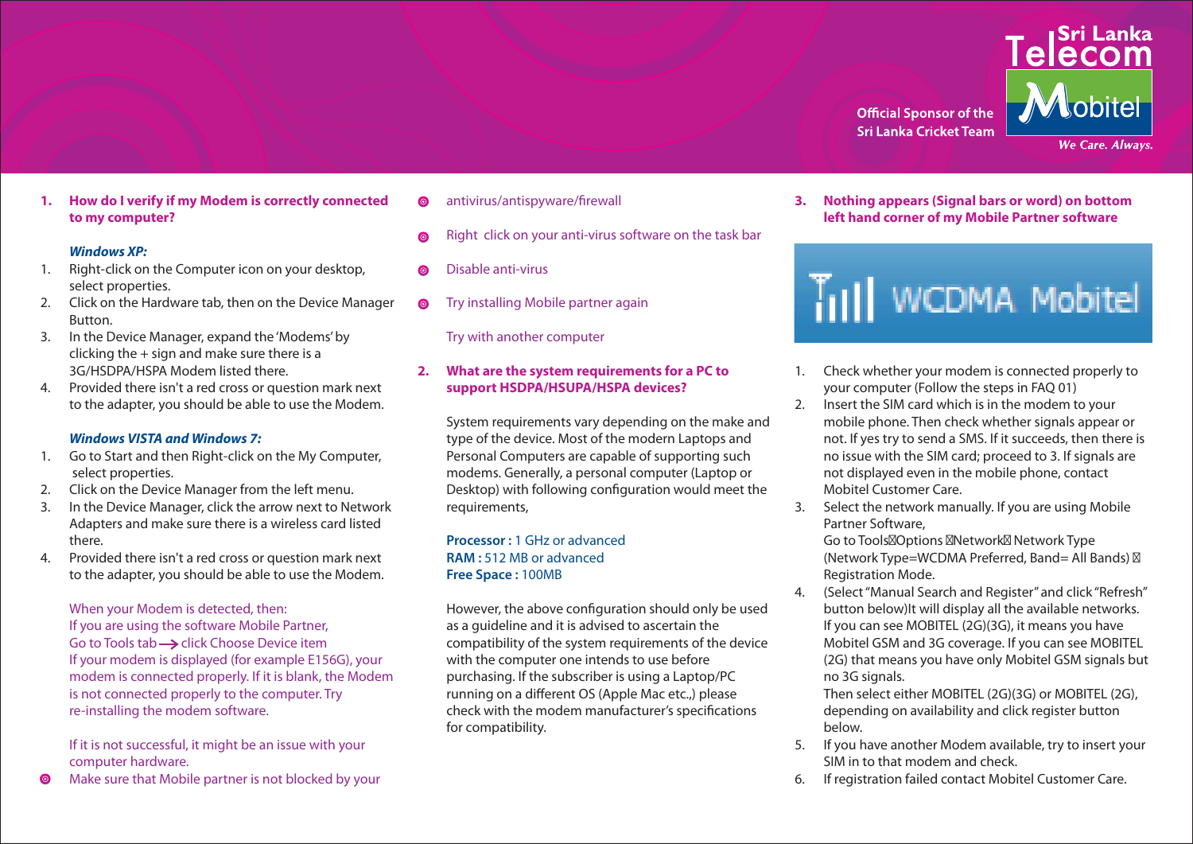Sri Lanka Telecom Mobitel

Official Sponsor of the Sri Lanka Cricket Team

We Care. Always.

## 1. How do I verify if my Modem is correctly connected to my computer?

### *Windows XP:*

1. Right-click on the Computer icon on your desktop, select properties.
2. Click on the Hardware tab, then on the Device Manager Button.
3. In the Device Manager, expand the 'Modems' by clicking the + sign and make sure there is a 3G/HSDPA/HSPA Modem listed there.
4. Provided there isn't a red cross or question mark next to the adapter, you should be able to use the Modem.

### *Windows VISTA and Windows 7:*

1. Go to Start and then Right-click on the My Computer, select properties.
2. Click on the Device Manager from the left menu.
3. In the Device Manager, click the arrow next to Network Adapters and make sure there is a wireless card listed there.
4. Provided there isn't a red cross or question mark next to the adapter, you should be able to use the Modem.

When your Modem is detected, then:
If you are using the software Mobile Partner,
Go to Tools tab → click Choose Device item
If your modem is displayed (for example E156G), your modem is connected properly. If it is blank, the Modem is not connected properly to the computer. Try re-installing the modem software.

If it is not successful, it might be an issue with your computer hardware.

- Make sure that Mobile partner is not blocked by your antivirus/antispyware/firewall
- Right click on your anti-virus software on the task bar
- Disable anti-virus
- Try installing Mobile partner again

Try with another computer

## 2. What are the system requirements for a PC to support HSDPA/HSUPA/HSPA devices?

System requirements vary depending on the make and type of the device. Most of the modern Laptops and Personal Computers are capable of supporting such modems. Generally, a personal computer (Laptop or Desktop) with following configuration would meet the requirements,

**Processor :** 1 GHz or advanced
**RAM :** 512 MB or advanced
**Free Space :** 100MB

However, the above configuration should only be used as a guideline and it is advised to ascertain the compatibility of the system requirements of the device with the computer one intends to use before purchasing. If the subscriber is using a Laptop/PC running on a different OS (Apple Mac etc.,) please check with the modem manufacturer's specifications for compatibility.

## 3. Nothing appears (Signal bars or word) on bottom left hand corner of my Mobile Partner software

WCDMA Mobitel

1. Check whether your modem is connected properly to your computer (Follow the steps in FAQ 01)
2. Insert the SIM card which is in the modem to your mobile phone. Then check whether signals appear or not. If yes try to send a SMS. If it succeeds, then there is no issue with the SIM card; proceed to 3. If signals are not displayed even in the mobile phone, contact Mobitel Customer Care.
3. Select the network manually. If you are using Mobile Partner Software,
   Go to Tools Options Network Network Type (Network Type=WCDMA Preferred, Band= All Bands) Registration Mode.
4. (Select "Manual Search and Register" and click "Refresh" button below)It will display all the available networks. If you can see MOBITEL (2G)(3G), it means you have Mobitel GSM and 3G coverage. If you can see MOBITEL (2G) that means you have only Mobitel GSM signals but no 3G signals.
   Then select either MOBITEL (2G)(3G) or MOBITEL (2G), depending on availability and click register button below.
5. If you have another Modem available, try to insert your SIM in to that modem and check.
6. If registration failed contact Mobitel Customer Care.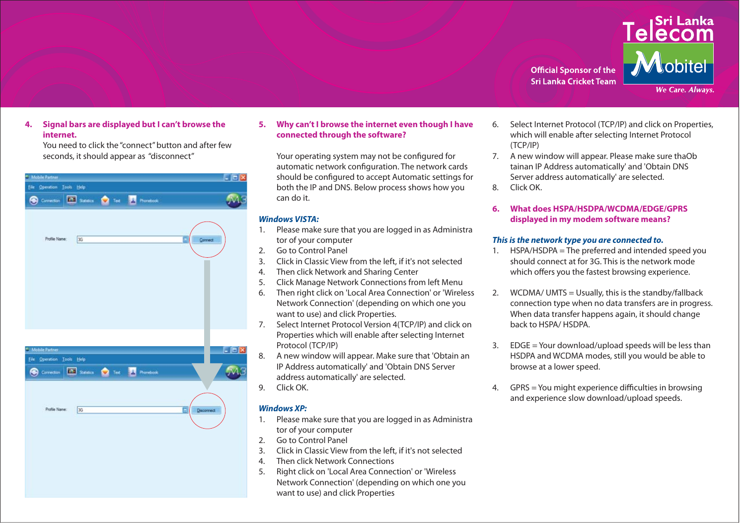4. **Signal bars are displayed but I can't browse the internet.**
   You need to click the "connect" button and after few seconds, it should appear as "disconnect"

5. **Why can't I browse the internet even though I have connected through the software?**

   Your operating system may not be configured for automatic network configuration. The network cards should be configured to accept Automatic settings for both the IP and DNS. Below process shows how you can do it.

***Windows VISTA:***

1. Please make sure that you are logged in as Administra tor of your computer
2. Go to Control Panel
3. Click in Classic View from the left, if it's not selected
4. Then click Network and Sharing Center
5. Click Manage Network Connections from left Menu
6. Then right click on 'Local Area Connection' or 'Wireless Network Connection' (depending on which one you want to use) and click Properties.
7. Select Internet Protocol Version 4(TCP/IP) and click on Properties which will enable after selecting Internet Protocol (TCP/IP)
8. A new window will appear. Make sure that 'Obtain an IP Address automatically' and 'Obtain DNS Server address automatically' are selected.
9. Click OK.

***Windows XP:***

1. Please make sure that you are logged in as Administra tor of your computer
2. Go to Control Panel
3. Click in Classic View from the left, if it's not selected
4. Then click Network Connections
5. Right click on 'Local Area Connection' or 'Wireless Network Connection' (depending on which one you want to use) and click Properties
6. Select Internet Protocol (TCP/IP) and click on Properties, which will enable after selecting Internet Protocol (TCP/IP)
7. A new window will appear. Please make sure thaOb tainan IP Address automatically' and 'Obtain DNS Server address automatically' are selected.
8. Click OK.

6. **What does HSPA/HSDPA/WCDMA/EDGE/GPRS displayed in my modem software means?**

***This is the network type you are connected to.***

1. HSPA/HSDPA = The preferred and intended speed you should connect at for 3G. This is the network mode which offers you the fastest browsing experience.

2. WCDMA/ UMTS = Usually, this is the standby/fallback connection type when no data transfers are in progress. When data transfer happens again, it should change back to HSPA/ HSDPA.

3. EDGE = Your download/upload speeds will be less than HSDPA and WCDMA modes, still you would be able to browse at a lower speed.

4. GPRS = You might experience difficulties in browsing and experience slow download/upload speeds.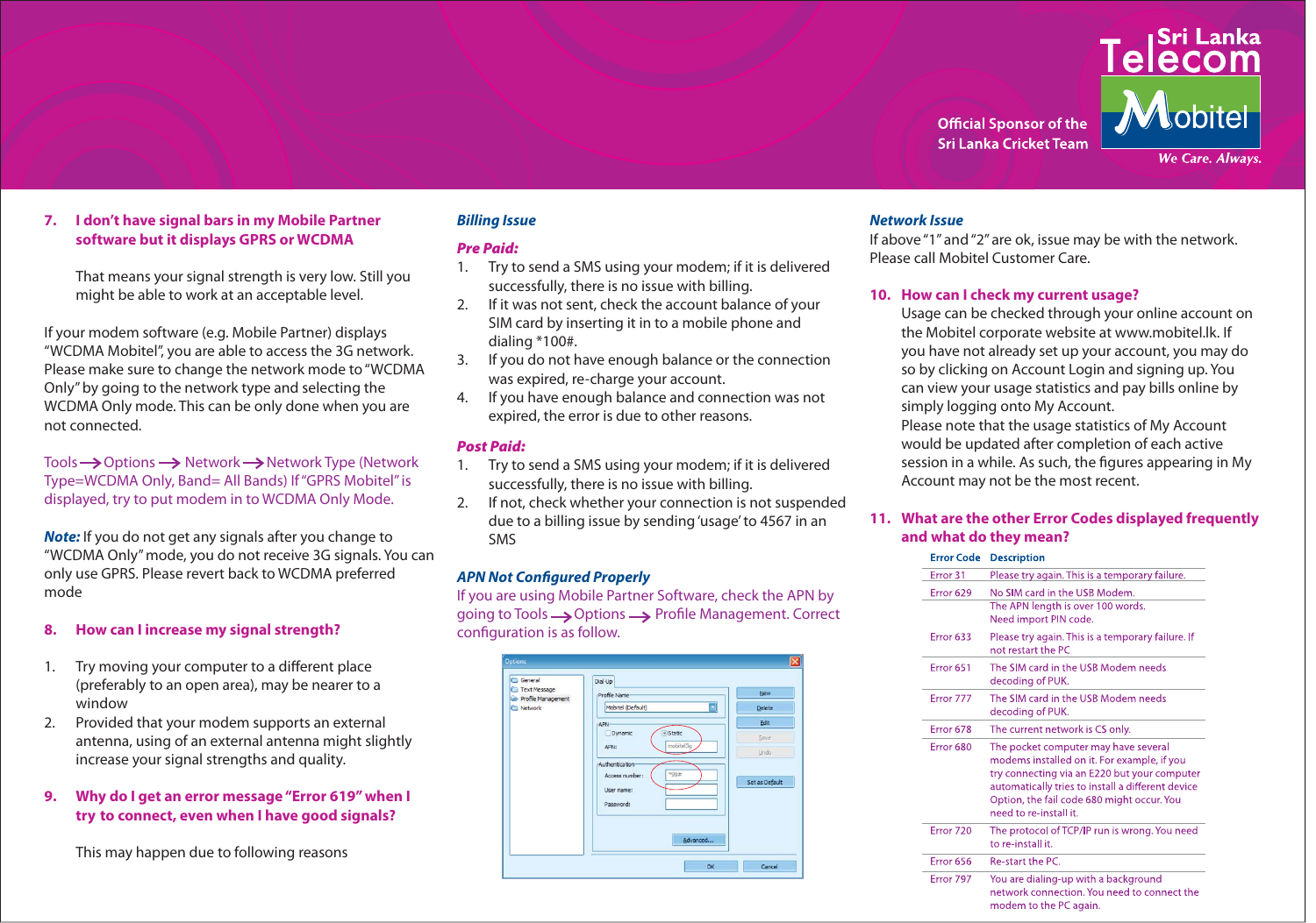Sri Lanka Telecom Mobitel

Official Sponsor of the Sri Lanka Cricket Team

We Care. Always.

## 7. I don't have signal bars in my Mobile Partner software but it displays GPRS or WCDMA

That means your signal strength is very low. Still you might be able to work at an acceptable level.

If your modem software (e.g. Mobile Partner) displays "WCDMA Mobitel", you are able to access the 3G network. Please make sure to change the network mode to "WCDMA Only" by going to the network type and selecting the WCDMA Only mode. This can be only done when you are not connected.

Tools → Options → Network → Network Type (Network Type=WCDMA Only, Band= All Bands) If "GPRS Mobitel" is displayed, try to put modem in to WCDMA Only Mode.

***Note:*** If you do not get any signals after you change to "WCDMA Only" mode, you do not receive 3G signals. You can only use GPRS. Please revert back to WCDMA preferred mode

## 8. How can I increase my signal strength?

1. Try moving your computer to a different place (preferably to an open area), may be nearer to a window
2. Provided that your modem supports an external antenna, using of an external antenna might slightly increase your signal strengths and quality.

## 9. Why do I get an error message "Error 619" when I try to connect, even when I have good signals?

This may happen due to following reasons

### *Billing Issue*

#### *Pre Paid:*

1. Try to send a SMS using your modem; if it is delivered successfully, there is no issue with billing.
2. If it was not sent, check the account balance of your SIM card by inserting it in to a mobile phone and dialing *100#.
3. If you do not have enough balance or the connection was expired, re-charge your account.
4. If you have enough balance and connection was not expired, the error is due to other reasons.

#### *Post Paid:*

1. Try to send a SMS using your modem; if it is delivered successfully, there is no issue with billing.
2. If not, check whether your connection is not suspended due to a billing issue by sending 'usage' to 4567 in an SMS

### *APN Not Configured Properly*

If you are using Mobile Partner Software, check the APN by going to Tools → Options → Profile Management. Correct configuration is as follow.

### *Network Issue*

If above "1" and "2" are ok, issue may be with the network. Please call Mobitel Customer Care.

## 10. How can I check my current usage?

Usage can be checked through your online account on the Mobitel corporate website at www.mobitel.lk. If you have not already set up your account, you may do so by clicking on Account Login and signing up. You can view your usage statistics and pay bills online by simply logging onto My Account.

Please note that the usage statistics of My Account would be updated after completion of each active session in a while. As such, the figures appearing in My Account may not be the most recent.

## 11. What are the other Error Codes displayed frequently and what do they mean?

| Error Code | Description |
|---|---|
| Error 31 | Please try again. This is a temporary failure. |
| Error 629 | No SIM card in the USB Modem. The APN length is over 100 words. Need import PIN code. |
| Error 633 | Please try again. This is a temporary failure. If not restart the PC |
| Error 651 | The SIM card in the USB Modem needs decoding of PUK. |
| Error 777 | The SIM card in the USB Modem needs decoding of PUK. |
| Error 678 | The current network is CS only. |
| Error 680 | The pocket computer may have several modems installed on it. For example, if you try connecting via an E220 but your computer automatically tries to install a different device Option, the fail code 680 might occur. You need to re-install it. |
| Error 720 | The protocol of TCP/IP run is wrong. You need to re-install it. |
| Error 656 | Re-start the PC. |
| Error 797 | You are dialing-up with a background network connection. You need to connect the modem to the PC again. |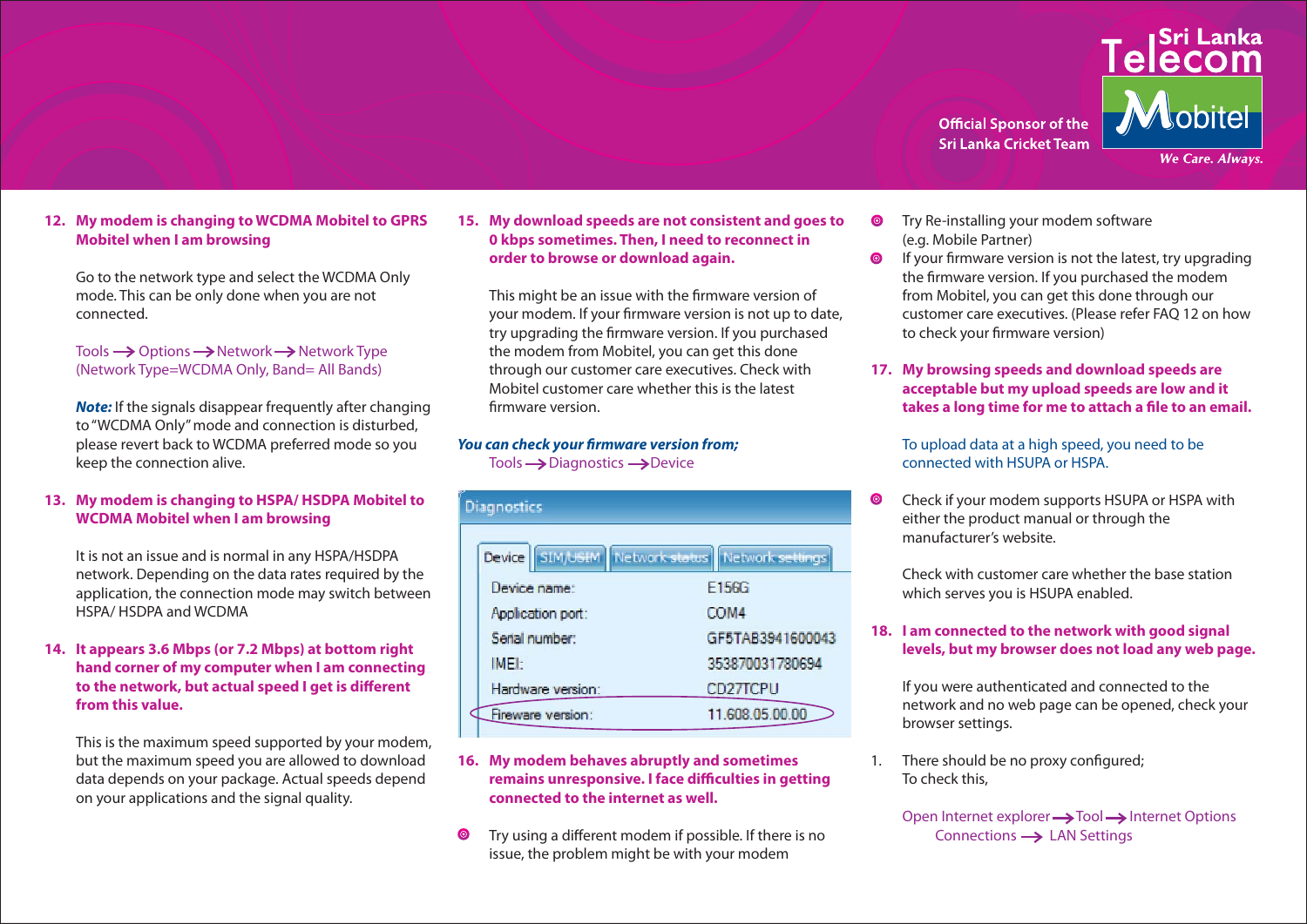Official Sponsor of the Sri Lanka Cricket Team

Sri Lanka Telecom Mobitel — We Care. Always.

**12. My modem is changing to WCDMA Mobitel to GPRS Mobitel when I am browsing**

Go to the network type and select the WCDMA Only mode. This can be only done when you are not connected.

Tools → Options → Network → Network Type
(Network Type=WCDMA Only, Band= All Bands)

***Note:*** If the signals disappear frequently after changing to "WCDMA Only" mode and connection is disturbed, please revert back to WCDMA preferred mode so you keep the connection alive.

**13. My modem is changing to HSPA/ HSDPA Mobitel to WCDMA Mobitel when I am browsing**

It is not an issue and is normal in any HSPA/HSDPA network. Depending on the data rates required by the application, the connection mode may switch between HSPA/ HSDPA and WCDMA

**14. It appears 3.6 Mbps (or 7.2 Mbps) at bottom right hand corner of my computer when I am connecting to the network, but actual speed I get is different from this value.**

This is the maximum speed supported by your modem, but the maximum speed you are allowed to download data depends on your package. Actual speeds depend on your applications and the signal quality.

**15. My download speeds are not consistent and goes to 0 kbps sometimes. Then, I need to reconnect in order to browse or download again.**

This might be an issue with the firmware version of your modem. If your firmware version is not up to date, try upgrading the firmware version. If you purchased the modem from Mobitel, you can get this done through our customer care executives. Check with Mobitel customer care whether this is the latest firmware version.

***You can check your firmware version from;***
Tools → Diagnostics → Device

Diagnostics

Device | SIM/USIM | Network status | Network settings

| | |
|---|---|
| Device name: | E156G |
| Application port: | COM4 |
| Serial number: | GF5TAB3941600043 |
| IMEI: | 353870031780694 |
| Hardware version: | CD27TCPU |
| Fireware version: | 11.608.05.00.00 |

**16. My modem behaves abruptly and sometimes remains unresponsive. I face difficulties in getting connected to the internet as well.**

- Try using a different modem if possible. If there is no issue, the problem might be with your modem
- Try Re-installing your modem software (e.g. Mobile Partner)
- If your firmware version is not the latest, try upgrading the firmware version. If you purchased the modem from Mobitel, you can get this done through our customer care executives. (Please refer FAQ 12 on how to check your firmware version)

**17. My browsing speeds and download speeds are acceptable but my upload speeds are low and it takes a long time for me to attach a file to an email.**

To upload data at a high speed, you need to be connected with HSUPA or HSPA.

- Check if your modem supports HSUPA or HSPA with either the product manual or through the manufacturer's website.

  Check with customer care whether the base station which serves you is HSUPA enabled.

**18. I am connected to the network with good signal levels, but my browser does not load any web page.**

If you were authenticated and connected to the network and no web page can be opened, check your browser settings.

1. There should be no proxy configured;
   To check this,

   Open Internet explorer → Tool → Internet Options
   Connections → LAN Settings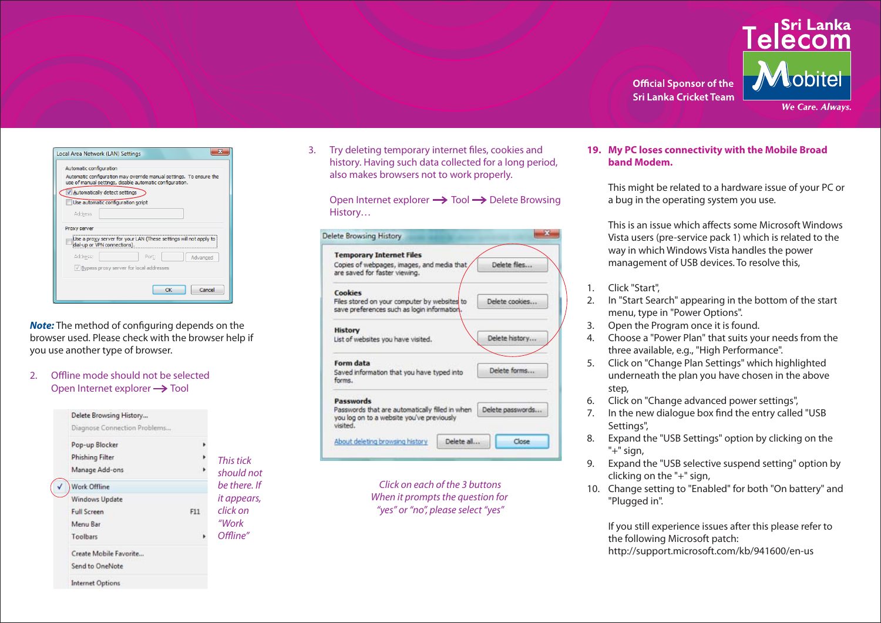**Note:** The method of configuring depends on the browser used. Please check with the browser help if you use another type of browser.

2. Offline mode should not be selected
   Open Internet explorer → Tool

*This tick should not be there. If it appears, click on "Work Offline"*

3. Try deleting temporary internet files, cookies and history. Having such data collected for a long period, also makes browsers not to work properly.

   Open Internet explorer → Tool → Delete Browsing History…

*Click on each of the 3 buttons When it prompts the question for "yes" or "no", please select "yes"*

## 19. My PC loses connectivity with the Mobile Broad band Modem.

This might be related to a hardware issue of your PC or a bug in the operating system you use.

This is an issue which affects some Microsoft Windows Vista users (pre-service pack 1) which is related to the way in which Windows Vista handles the power management of USB devices. To resolve this,

1. Click "Start",
2. In "Start Search" appearing in the bottom of the start menu, type in "Power Options".
3. Open the Program once it is found.
4. Choose a "Power Plan" that suits your needs from the three available, e.g., "High Performance".
5. Click on "Change Plan Settings" which highlighted underneath the plan you have chosen in the above step,
6. Click on "Change advanced power settings",
7. In the new dialogue box find the entry called "USB Settings",
8. Expand the "USB Settings" option by clicking on the "+" sign,
9. Expand the "USB selective suspend setting" option by clicking on the "+" sign,
10. Change setting to "Enabled" for both "On battery" and "Plugged in".

If you still experience issues after this please refer to the following Microsoft patch:
http://support.microsoft.com/kb/941600/en-us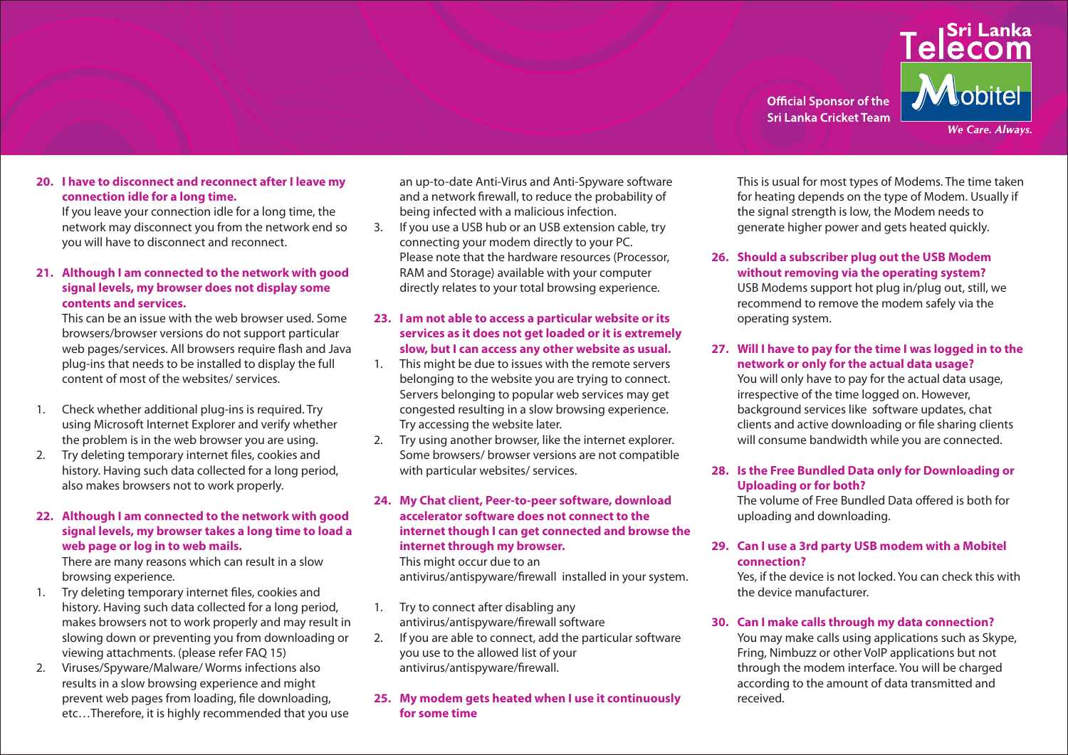**20. I have to disconnect and reconnect after I leave my connection idle for a long time.**

If you leave your connection idle for a long time, the network may disconnect you from the network end so you will have to disconnect and reconnect.

**21. Although I am connected to the network with good signal levels, my browser does not display some contents and services.**

This can be an issue with the web browser used. Some browsers/browser versions do not support particular web pages/services. All browsers require flash and Java plug-ins that needs to be installed to display the full content of most of the websites/ services.

1. Check whether additional plug-ins is required. Try using Microsoft Internet Explorer and verify whether the problem is in the web browser you are using.
2. Try deleting temporary internet files, cookies and history. Having such data collected for a long period, also makes browsers not to work properly.

**22. Although I am connected to the network with good signal levels, my browser takes a long time to load a web page or log in to web mails.**

There are many reasons which can result in a slow browsing experience.

1. Try deleting temporary internet files, cookies and history. Having such data collected for a long period, makes browsers not to work properly and may result in slowing down or preventing you from downloading or viewing attachments. (please refer FAQ 15)
2. Viruses/Spyware/Malware/ Worms infections also results in a slow browsing experience and might prevent web pages from loading, file downloading, etc…Therefore, it is highly recommended that you use an up-to-date Anti-Virus and Anti-Spyware software and a network firewall, to reduce the probability of being infected with a malicious infection.
3. If you use a USB hub or an USB extension cable, try connecting your modem directly to your PC. Please note that the hardware resources (Processor, RAM and Storage) available with your computer directly relates to your total browsing experience.

**23. I am not able to access a particular website or its services as it does not get loaded or it is extremely slow, but I can access any other website as usual.**

1. This might be due to issues with the remote servers belonging to the website you are trying to connect. Servers belonging to popular web services may get congested resulting in a slow browsing experience. Try accessing the website later.
2. Try using another browser, like the internet explorer. Some browsers/ browser versions are not compatible with particular websites/ services.

**24. My Chat client, Peer-to-peer software, download accelerator software does not connect to the internet though I can get connected and browse the internet through my browser.**

This might occur due to an antivirus/antispyware/firewall installed in your system.

1. Try to connect after disabling any antivirus/antispyware/firewall software
2. If you are able to connect, add the particular software you use to the allowed list of your antivirus/antispyware/firewall.

**25. My modem gets heated when I use it continuously for some time**

This is usual for most types of Modems. The time taken for heating depends on the type of Modem. Usually if the signal strength is low, the Modem needs to generate higher power and gets heated quickly.

**26. Should a subscriber plug out the USB Modem without removing via the operating system?**

USB Modems support hot plug in/plug out, still, we recommend to remove the modem safely via the operating system.

**27. Will I have to pay for the time I was logged in to the network or only for the actual data usage?**

You will only have to pay for the actual data usage, irrespective of the time logged on. However, background services like software updates, chat clients and active downloading or file sharing clients will consume bandwidth while you are connected.

**28. Is the Free Bundled Data only for Downloading or Uploading or for both?**

The volume of Free Bundled Data offered is both for uploading and downloading.

**29. Can I use a 3rd party USB modem with a Mobitel connection?**

Yes, if the device is not locked. You can check this with the device manufacturer.

**30. Can I make calls through my data connection?**

You may make calls using applications such as Skype, Fring, Nimbuzz or other VoIP applications but not through the modem interface. You will be charged according to the amount of data transmitted and received.